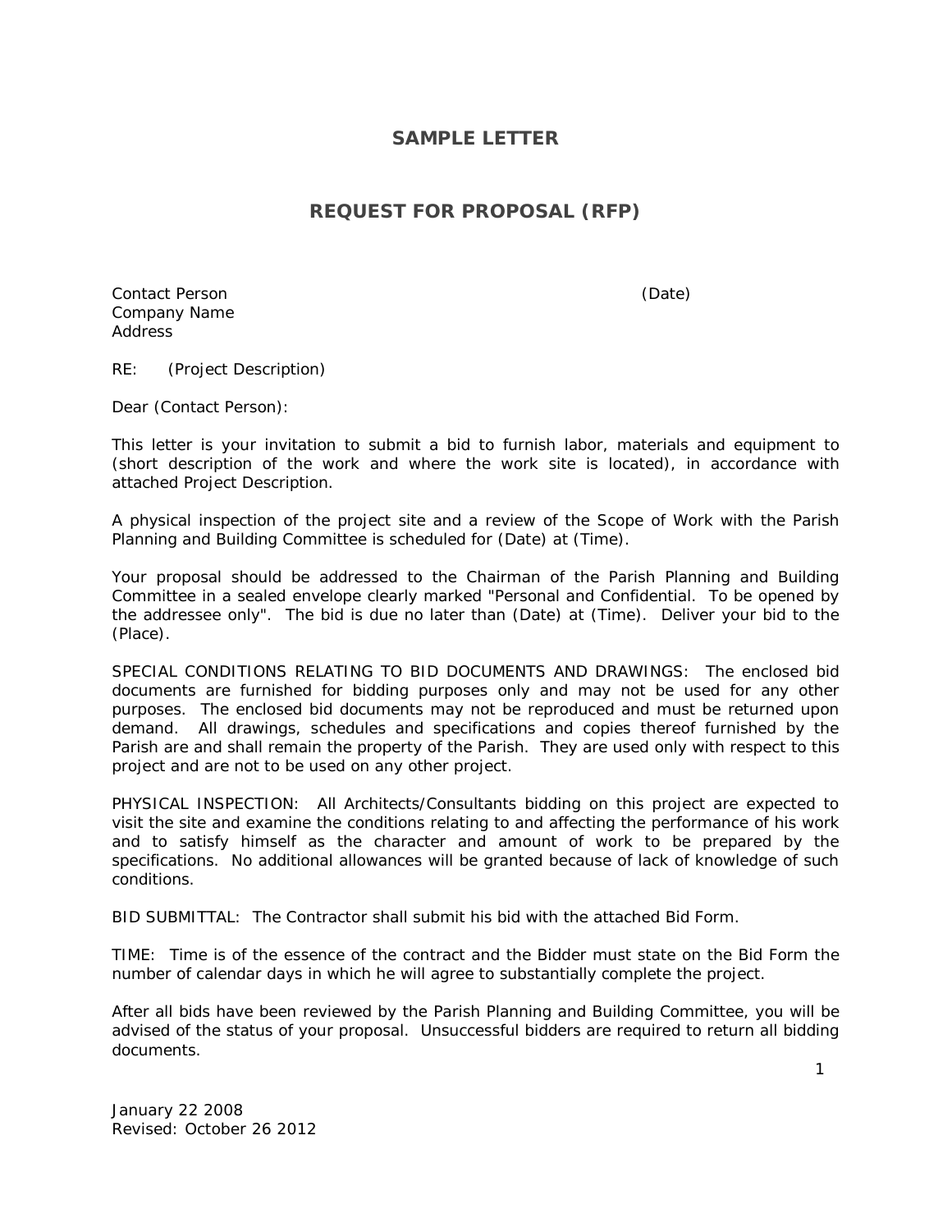# SAMPLE LETTER

## REQUEST FOR PROPOSAL (RFP)

Contact Person (Date)
Company Name
Address

RE: (Project Description)

Dear (Contact Person):

This letter is your invitation to submit a bid to furnish labor, materials and equipment to (short description of the work and where the work site is located), in accordance with attached Project Description.

A physical inspection of the project site and a review of the Scope of Work with the Parish Planning and Building Committee is scheduled for (Date) at (Time).

Your proposal should be addressed to the Chairman of the Parish Planning and Building Committee in a sealed envelope clearly marked "Personal and Confidential. To be opened by the addressee only". The bid is due no later than (Date) at (Time). Deliver your bid to the (Place).

SPECIAL CONDITIONS RELATING TO BID DOCUMENTS AND DRAWINGS: The enclosed bid documents are furnished for bidding purposes only and may not be used for any other purposes. The enclosed bid documents may not be reproduced and must be returned upon demand. All drawings, schedules and specifications and copies thereof furnished by the Parish are and shall remain the property of the Parish. They are used only with respect to this project and are not to be used on any other project.

PHYSICAL INSPECTION: All Architects/Consultants bidding on this project are expected to visit the site and examine the conditions relating to and affecting the performance of his work and to satisfy himself as the character and amount of work to be prepared by the specifications. No additional allowances will be granted because of lack of knowledge of such conditions.

BID SUBMITTAL: The Contractor shall submit his bid with the attached Bid Form.

TIME: Time is of the essence of the contract and the Bidder must state on the Bid Form the number of calendar days in which he will agree to substantially complete the project.

After all bids have been reviewed by the Parish Planning and Building Committee, you will be advised of the status of your proposal. Unsuccessful bidders are required to return all bidding documents.

January 22 2008
Revised: October 26 2012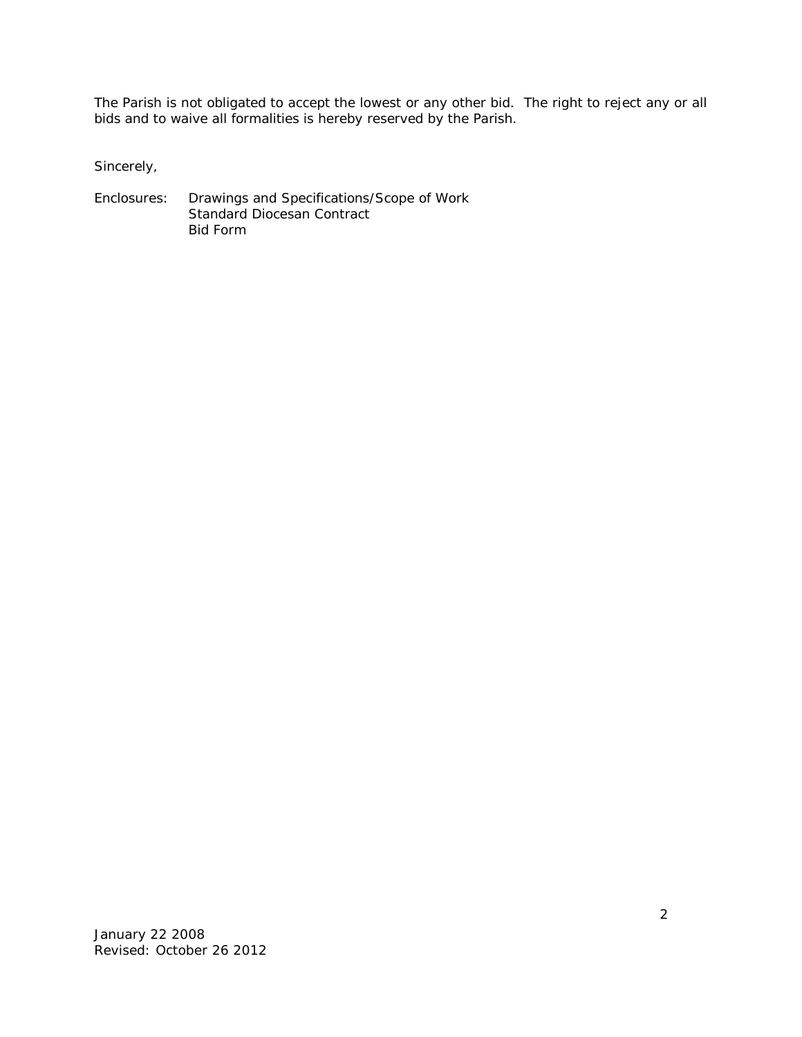The Parish is not obligated to accept the lowest or any other bid. The right to reject any or all bids and to waive all formalities is hereby reserved by the Parish.

Sincerely,

Enclosures: Drawings and Specifications/Scope of Work
Standard Diocesan Contract
Bid Form

January 22 2008
Revised: October 26 2012